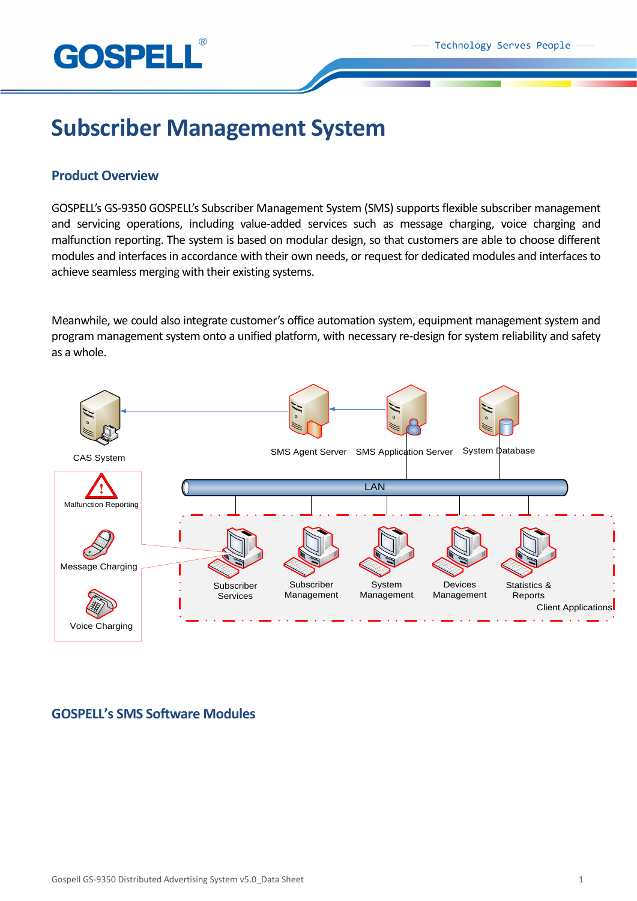# Subscriber Management System

## Product Overview

GOSPELL's GS-9350 GOSPELL's Subscriber Management System (SMS) supports flexible subscriber management and servicing operations, including value-added services such as message charging, voice charging and malfunction reporting. The system is based on modular design, so that customers are able to choose different modules and interfaces in accordance with their own needs, or request for dedicated modules and interfaces to achieve seamless merging with their existing systems.

Meanwhile, we could also integrate customer's office automation system, equipment management system and program management system onto a unified platform, with necessary re-design for system reliability and safety as a whole.

CAS System

SMS Agent Server

SMS Application Server

System Database

LAN

Malfunction Reporting

Message Charging

Voice Charging

Subscriber Services

Subscriber Management

System Management

Devices Management

Statistics & Reports

Client Applications

## GOSPELL's SMS Software Modules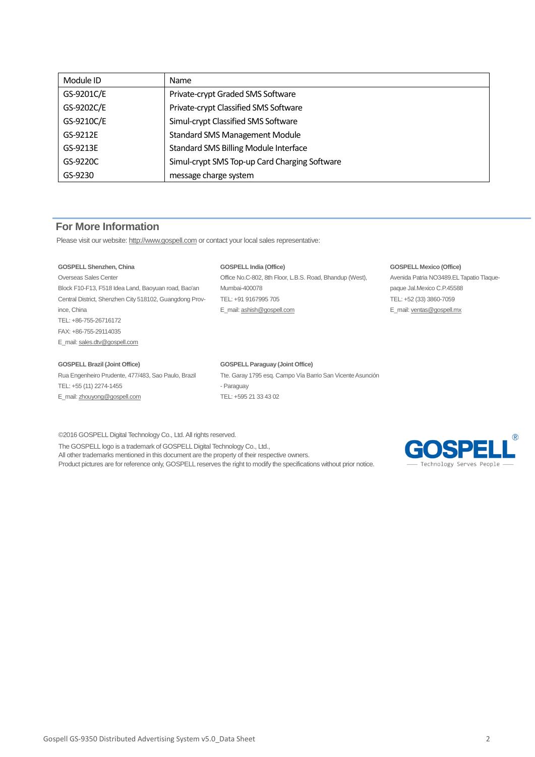| Module ID | Name |
| --- | --- |
| GS-9201C/E | Private-crypt Graded SMS Software |
| GS-9202C/E | Private-crypt Classified SMS Software |
| GS-9210C/E | Simul-crypt Classified SMS Software |
| GS-9212E | Standard SMS Management Module |
| GS-9213E | Standard SMS Billing Module Interface |
| GS-9220C | Simul-crypt SMS Top-up Card Charging Software |
| GS-9230 | message charge system |

## For More Information

Please visit our website: http://www.gospell.com or contact your local sales representative:

**GOSPELL Shenzhen, China**
Overseas Sales Center
Block F10-F13, F518 Idea Land, Baoyuan road, Bao'an Central District, Shenzhen City 518102, Guangdong Province, China
TEL: +86-755-26716172
FAX: +86-755-29114035
E_mail: sales.dtv@gospell.com

**GOSPELL India (Office)**
Office No.C-802, 8th Floor, L.B.S. Road, Bhandup (West), Mumbai-400078
TEL: +91 9167995 705
E_mail: ashish@gospell.com

**GOSPELL Mexico (Office)**
Avenida Patria NO3489.EL Tapatio Tlaquepaque Jal.Mexico C.P.45588
TEL: +52 (33) 3860-7059
E_mail: ventas@gospell.mx

**GOSPELL Brazil (Joint Office)**
Rua Engenheiro Prudente, 477/483, Sao Paulo, Brazil
TEL: +55 (11) 2274-1455
E_mail: zhouyong@gospell.com

**GOSPELL Paraguay (Joint Office)**
Tte. Garay 1795 esq. Campo Vía Barrio San Vicente Asunción - Paraguay
TEL: +595 21 33 43 02

©2016 GOSPELL Digital Technology Co., Ltd. All rights reserved.

The GOSPELL logo is a trademark of GOSPELL Digital Technology Co., Ltd.,
All other trademarks mentioned in this document are the property of their respective owners.
Product pictures are for reference only, GOSPELL reserves the right to modify the specifications without prior notice.

GOSPELL®
Technology Serves People